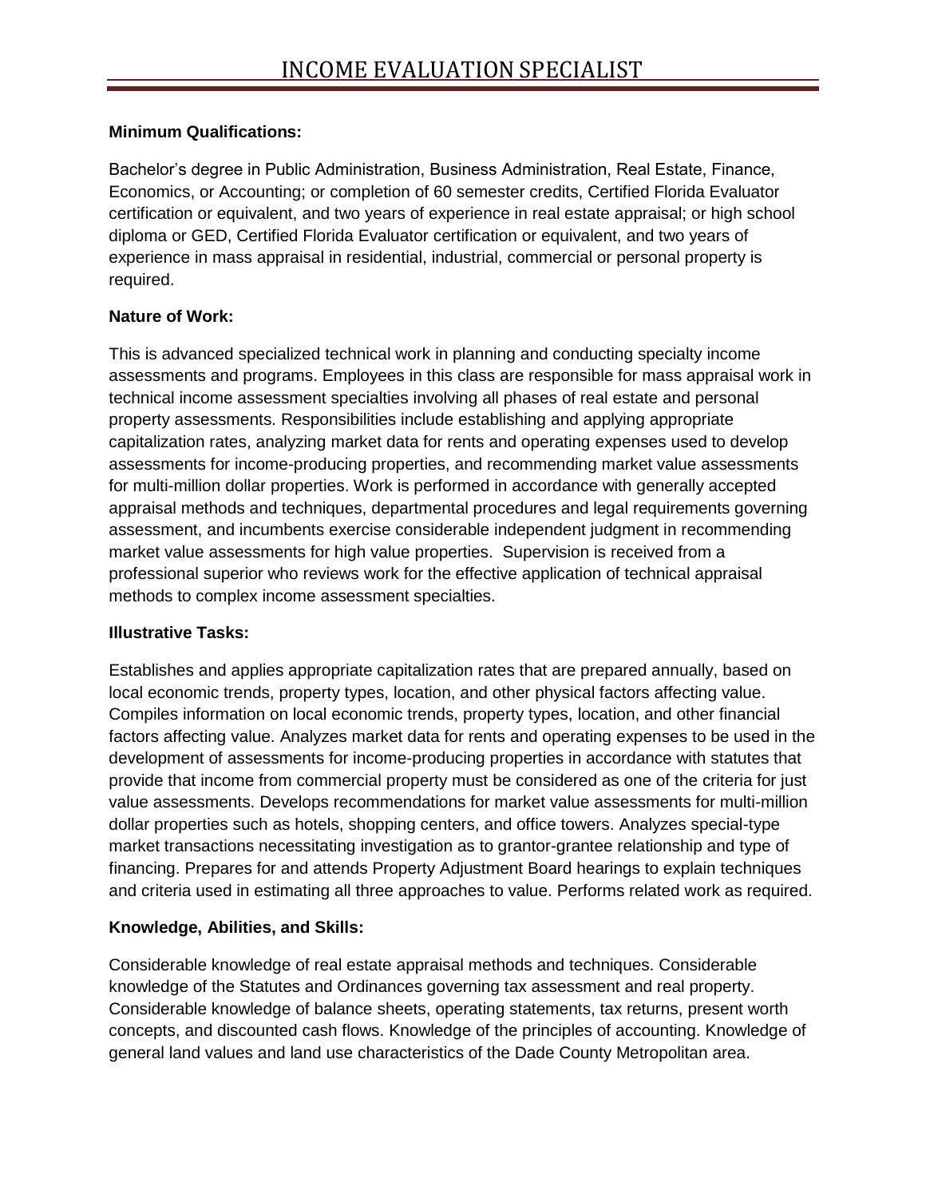# INCOME EVALUATION SPECIALIST

**Minimum Qualifications:**

Bachelor's degree in Public Administration, Business Administration, Real Estate, Finance, Economics, or Accounting; or completion of 60 semester credits, Certified Florida Evaluator certification or equivalent, and two years of experience in real estate appraisal; or high school diploma or GED, Certified Florida Evaluator certification or equivalent, and two years of experience in mass appraisal in residential, industrial, commercial or personal property is required.

**Nature of Work:**

This is advanced specialized technical work in planning and conducting specialty income assessments and programs. Employees in this class are responsible for mass appraisal work in technical income assessment specialties involving all phases of real estate and personal property assessments. Responsibilities include establishing and applying appropriate capitalization rates, analyzing market data for rents and operating expenses used to develop assessments for income-producing properties, and recommending market value assessments for multi-million dollar properties. Work is performed in accordance with generally accepted appraisal methods and techniques, departmental procedures and legal requirements governing assessment, and incumbents exercise considerable independent judgment in recommending market value assessments for high value properties. Supervision is received from a professional superior who reviews work for the effective application of technical appraisal methods to complex income assessment specialties.

**Illustrative Tasks:**

Establishes and applies appropriate capitalization rates that are prepared annually, based on local economic trends, property types, location, and other physical factors affecting value. Compiles information on local economic trends, property types, location, and other financial factors affecting value. Analyzes market data for rents and operating expenses to be used in the development of assessments for income-producing properties in accordance with statutes that provide that income from commercial property must be considered as one of the criteria for just value assessments. Develops recommendations for market value assessments for multi-million dollar properties such as hotels, shopping centers, and office towers. Analyzes special-type market transactions necessitating investigation as to grantor-grantee relationship and type of financing. Prepares for and attends Property Adjustment Board hearings to explain techniques and criteria used in estimating all three approaches to value. Performs related work as required.

**Knowledge, Abilities, and Skills:**

Considerable knowledge of real estate appraisal methods and techniques. Considerable knowledge of the Statutes and Ordinances governing tax assessment and real property. Considerable knowledge of balance sheets, operating statements, tax returns, present worth concepts, and discounted cash flows. Knowledge of the principles of accounting. Knowledge of general land values and land use characteristics of the Dade County Metropolitan area.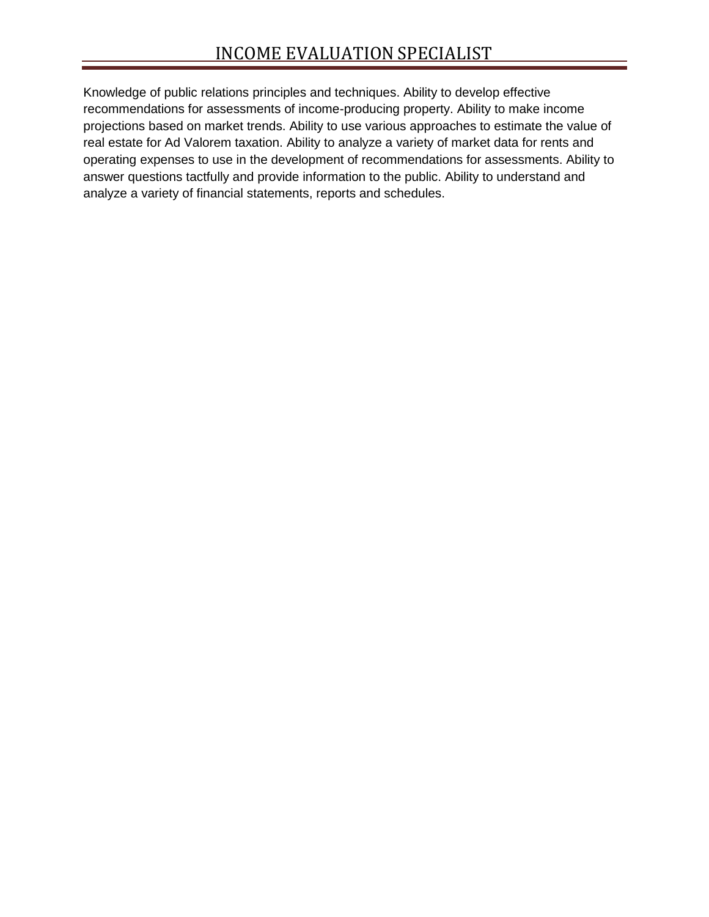# INCOME EVALUATION SPECIALIST

Knowledge of public relations principles and techniques. Ability to develop effective recommendations for assessments of income-producing property. Ability to make income projections based on market trends. Ability to use various approaches to estimate the value of real estate for Ad Valorem taxation. Ability to analyze a variety of market data for rents and operating expenses to use in the development of recommendations for assessments. Ability to answer questions tactfully and provide information to the public. Ability to understand and analyze a variety of financial statements, reports and schedules.